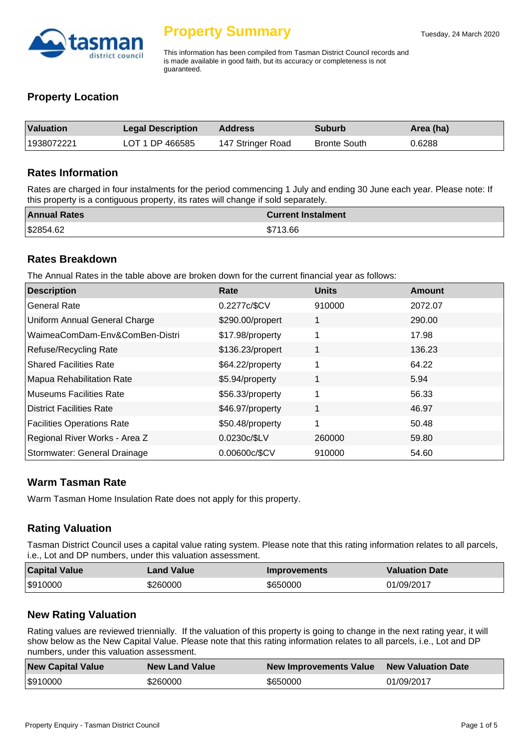# Property Summary

Tuesday, 24 March 2020

This information has been compiled from Tasman District Council records and is made available in good faith, but its accuracy or completeness is not guaranteed.

## Property Location

| Valuation | Legal Description | Address | Suburb | Area (ha) |
|---|---|---|---|---|
| 1938072221 | LOT 1 DP 466585 | 147 Stringer Road | Bronte South | 0.6288 |

## Rates Information

Rates are charged in four instalments for the period commencing 1 July and ending 30 June each year. Please note: If this property is a contiguous property, its rates will change if sold separately.

| Annual Rates | Current Instalment |
|---|---|
| $2854.62 | $713.66 |

## Rates Breakdown

The Annual Rates in the table above are broken down for the current financial year as follows:

| Description | Rate | Units | Amount |
|---|---|---|---|
| General Rate | 0.2277c/$CV | 910000 | 2072.07 |
| Uniform Annual General Charge | $290.00/propert | 1 | 290.00 |
| WaimeaComDam-Env&ComBen-Distri | $17.98/property | 1 | 17.98 |
| Refuse/Recycling Rate | $136.23/propert | 1 | 136.23 |
| Shared Facilities Rate | $64.22/property | 1 | 64.22 |
| Mapua Rehabilitation Rate | $5.94/property | 1 | 5.94 |
| Museums Facilities Rate | $56.33/property | 1 | 56.33 |
| District Facilities Rate | $46.97/property | 1 | 46.97 |
| Facilities Operations Rate | $50.48/property | 1 | 50.48 |
| Regional River Works - Area Z | 0.0230c/$LV | 260000 | 59.80 |
| Stormwater: General Drainage | 0.00600c/$CV | 910000 | 54.60 |

## Warm Tasman Rate

Warm Tasman Home Insulation Rate does not apply for this property.

## Rating Valuation

Tasman District Council uses a capital value rating system. Please note that this rating information relates to all parcels, i.e., Lot and DP numbers, under this valuation assessment.

| Capital Value | Land Value | Improvements | Valuation Date |
|---|---|---|---|
| $910000 | $260000 | $650000 | 01/09/2017 |

## New Rating Valuation

Rating values are reviewed triennially. If the valuation of this property is going to change in the next rating year, it will show below as the New Capital Value. Please note that this rating information relates to all parcels, i.e., Lot and DP numbers, under this valuation assessment.

| New Capital Value | New Land Value | New Improvements Value | New Valuation Date |
|---|---|---|---|
| $910000 | $260000 | $650000 | 01/09/2017 |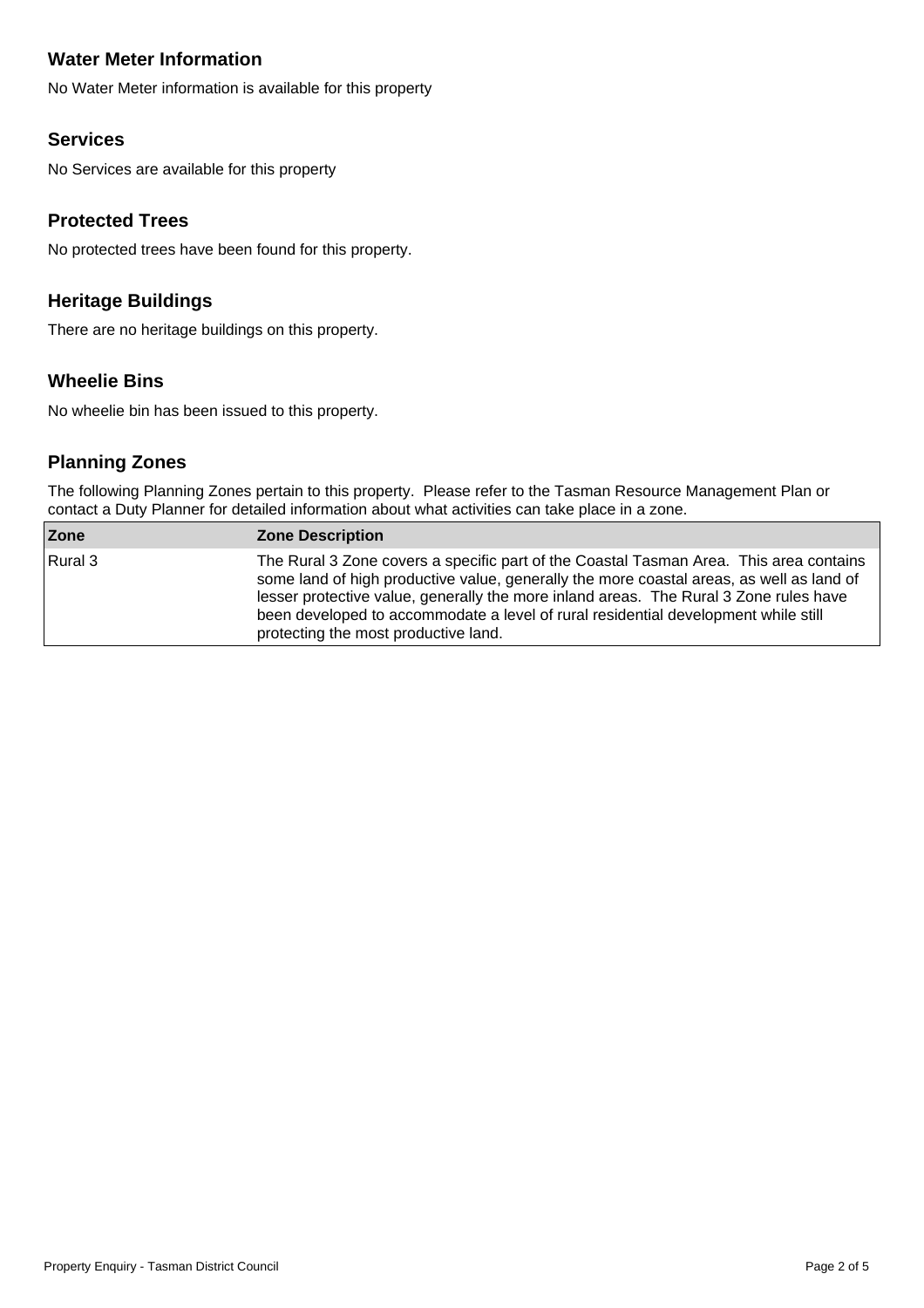## Water Meter Information

No Water Meter information is available for this property

## Services

No Services are available for this property

## Protected Trees

No protected trees have been found for this property.

## Heritage Buildings

There are no heritage buildings on this property.

## Wheelie Bins

No wheelie bin has been issued to this property.

## Planning Zones

The following Planning Zones pertain to this property. Please refer to the Tasman Resource Management Plan or contact a Duty Planner for detailed information about what activities can take place in a zone.

| Zone | Zone Description |
|---|---|
| Rural 3 | The Rural 3 Zone covers a specific part of the Coastal Tasman Area. This area contains some land of high productive value, generally the more coastal areas, as well as land of lesser protective value, generally the more inland areas. The Rural 3 Zone rules have been developed to accommodate a level of rural residential development while still protecting the most productive land. |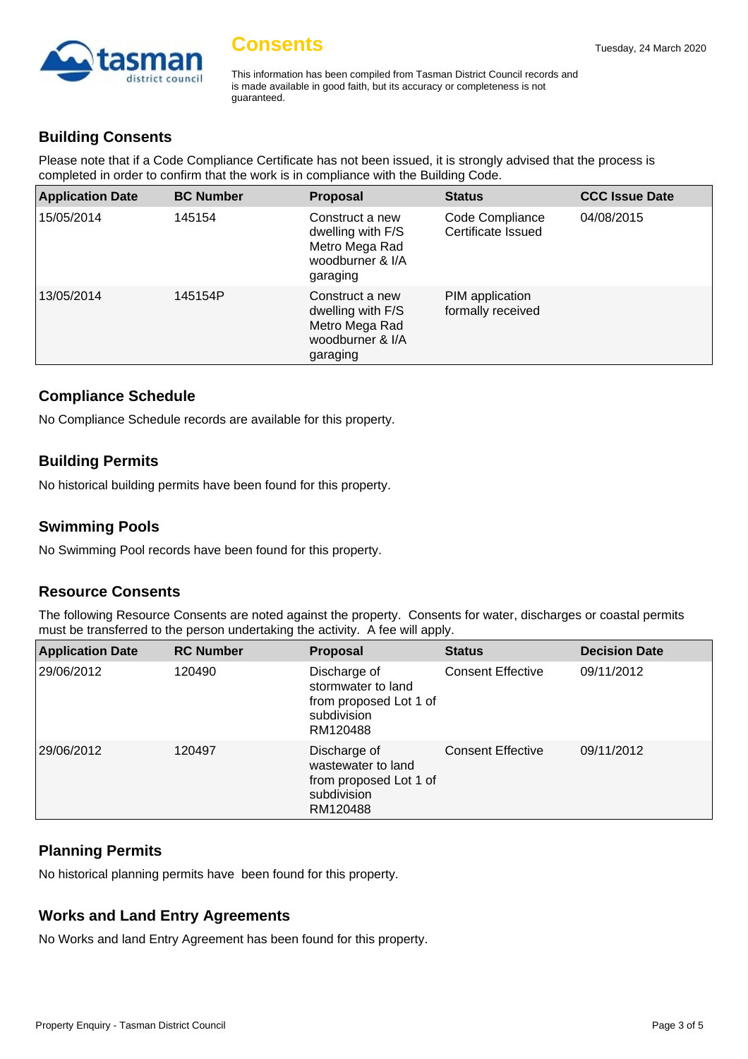# Consents

Tuesday, 24 March 2020

This information has been compiled from Tasman District Council records and is made available in good faith, but its accuracy or completeness is not guaranteed.

## Building Consents

Please note that if a Code Compliance Certificate has not been issued, it is strongly advised that the process is completed in order to confirm that the work is in compliance with the Building Code.

| Application Date | BC Number | Proposal | Status | CCC Issue Date |
|---|---|---|---|---|
| 15/05/2014 | 145154 | Construct a new dwelling with F/S Metro Mega Rad woodburner & I/A garaging | Code Compliance Certificate Issued | 04/08/2015 |
| 13/05/2014 | 145154P | Construct a new dwelling with F/S Metro Mega Rad woodburner & I/A garaging | PIM application formally received | |

## Compliance Schedule

No Compliance Schedule records are available for this property.

## Building Permits

No historical building permits have been found for this property.

## Swimming Pools

No Swimming Pool records have been found for this property.

## Resource Consents

The following Resource Consents are noted against the property. Consents for water, discharges or coastal permits must be transferred to the person undertaking the activity. A fee will apply.

| Application Date | RC Number | Proposal | Status | Decision Date |
|---|---|---|---|---|
| 29/06/2012 | 120490 | Discharge of stormwater to land from proposed Lot 1 of subdivision RM120488 | Consent Effective | 09/11/2012 |
| 29/06/2012 | 120497 | Discharge of wastewater to land from proposed Lot 1 of subdivision RM120488 | Consent Effective | 09/11/2012 |

## Planning Permits

No historical planning permits have been found for this property.

## Works and Land Entry Agreements

No Works and land Entry Agreement has been found for this property.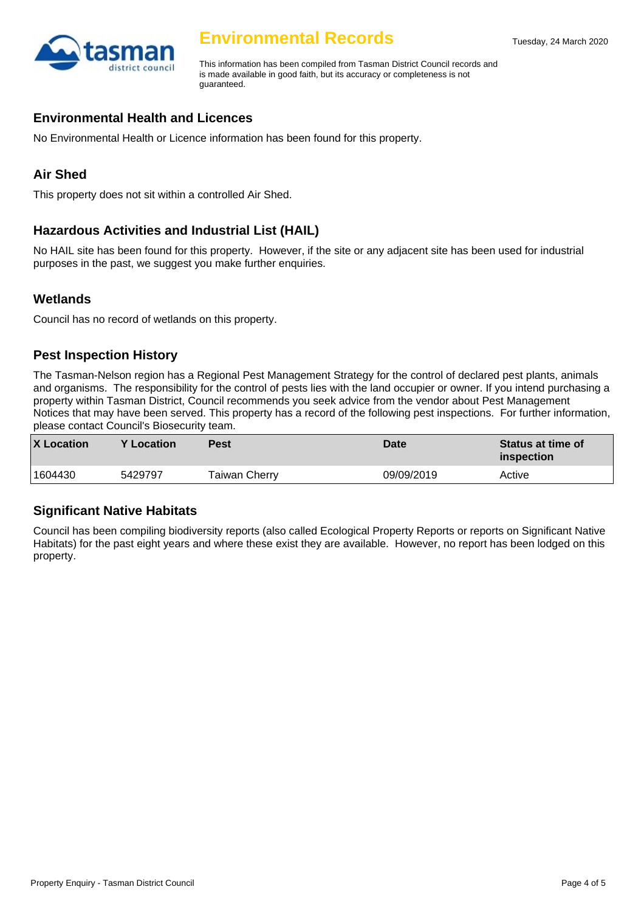# Environmental Records

Tuesday, 24 March 2020

This information has been compiled from Tasman District Council records and is made available in good faith, but its accuracy or completeness is not guaranteed.

## Environmental Health and Licences

No Environmental Health or Licence information has been found for this property.

## Air Shed

This property does not sit within a controlled Air Shed.

## Hazardous Activities and Industrial List (HAIL)

No HAIL site has been found for this property. However, if the site or any adjacent site has been used for industrial purposes in the past, we suggest you make further enquiries.

## Wetlands

Council has no record of wetlands on this property.

## Pest Inspection History

The Tasman-Nelson region has a Regional Pest Management Strategy for the control of declared pest plants, animals and organisms. The responsibility for the control of pests lies with the land occupier or owner. If you intend purchasing a property within Tasman District, Council recommends you seek advice from the vendor about Pest Management Notices that may have been served. This property has a record of the following pest inspections. For further information, please contact Council's Biosecurity team.

| X Location | Y Location | Pest | Date | Status at time of inspection |
|---|---|---|---|---|
| 1604430 | 5429797 | Taiwan Cherry | 09/09/2019 | Active |

## Significant Native Habitats

Council has been compiling biodiversity reports (also called Ecological Property Reports or reports on Significant Native Habitats) for the past eight years and where these exist they are available. However, no report has been lodged on this property.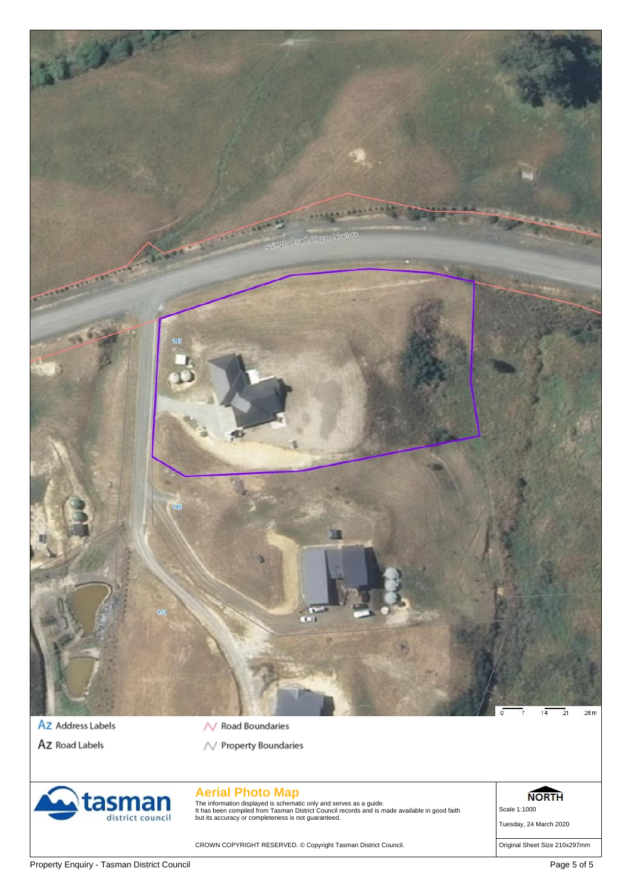Stringer Road, Upper Moutere

147

149

151

0 7 14 21 28 m

Az Address Labels

Az Road Labels

Road Boundaries

Property Boundaries

tasman district council

## Aerial Photo Map

The information displayed is schematic only and serves as a guide.
It has been compiled from Tasman District Council records and is made available in good faith but its accuracy or completeness is not guaranteed.

CROWN COPYRIGHT RESERVED. © Copyright Tasman District Council.

NORTH

Scale 1:1000

Tuesday, 24 March 2020

Original Sheet Size 210x297mm